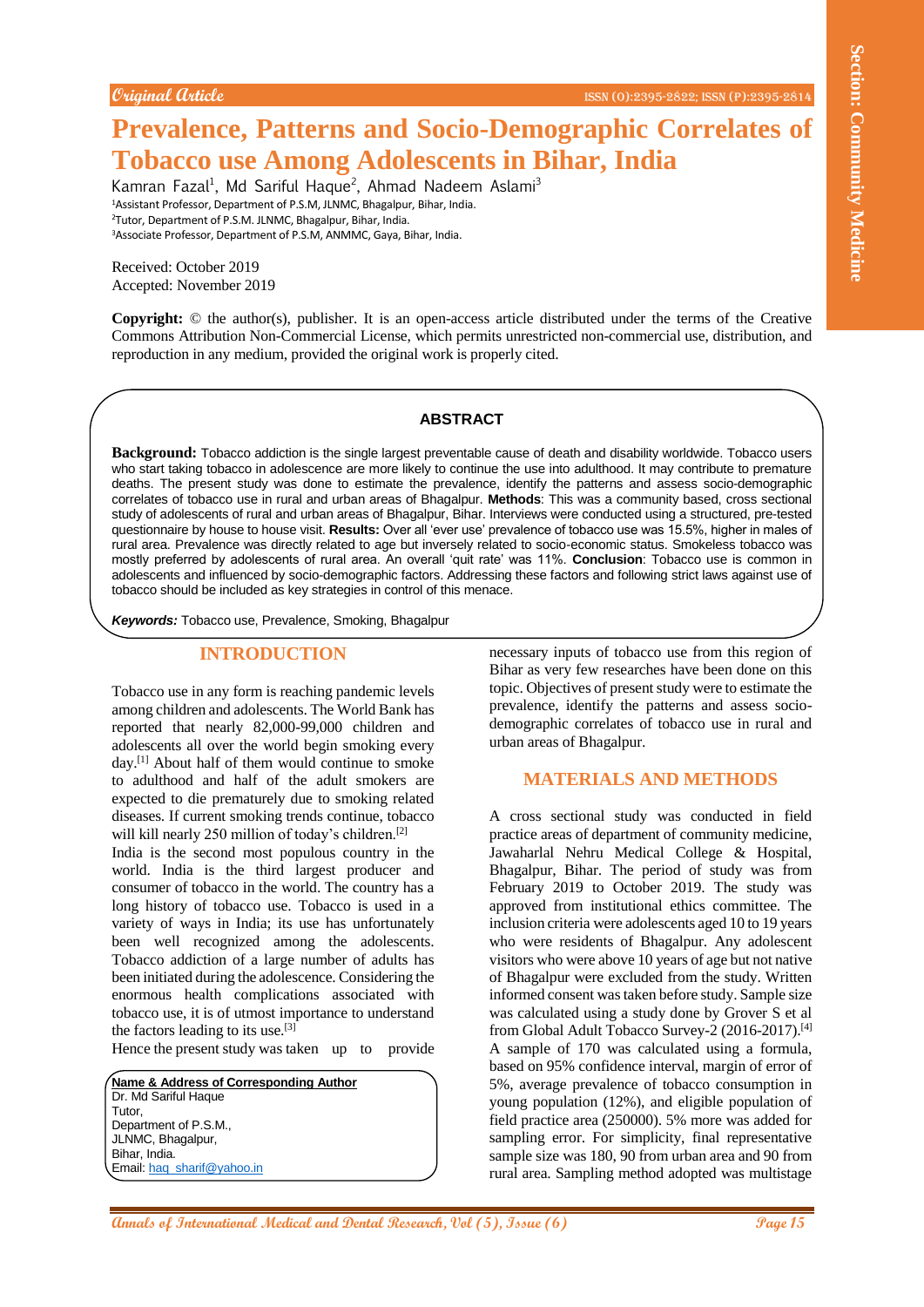Original Article

# Prevalence, Patterns and Socio-Demographic Correlates of Tobacco use Among Adolescents in Bihar, India

Kamran Fazal[1], Md Sariful Haque[2], Ahmad Nadeem Aslami[3]

[1]Assistant Professor, Department of P.S.M, JLNMC, Bhagalpur, Bihar, India.
[2]Tutor, Department of P.S.M. JLNMC, Bhagalpur, Bihar, India.
[3]Associate Professor, Department of P.S.M, ANMMC, Gaya, Bihar, India.

Received: October 2019
Accepted: November 2019

**Copyright:** © the author(s), publisher. It is an open-access article distributed under the terms of the Creative Commons Attribution Non-Commercial License, which permits unrestricted non-commercial use, distribution, and reproduction in any medium, provided the original work is properly cited.

## ABSTRACT

**Background:** Tobacco addiction is the single largest preventable cause of death and disability worldwide. Tobacco users who start taking tobacco in adolescence are more likely to continue the use into adulthood. It may contribute to premature deaths. The present study was done to estimate the prevalence, identify the patterns and assess socio-demographic correlates of tobacco use in rural and urban areas of Bhagalpur. **Methods**: This was a community based, cross sectional study of adolescents of rural and urban areas of Bhagalpur, Bihar. Interviews were conducted using a structured, pre-tested questionnaire by house to house visit. **Results:** Over all 'ever use' prevalence of tobacco use was 15.5%, higher in males of rural area. Prevalence was directly related to age but inversely related to socio-economic status. Smokeless tobacco was mostly preferred by adolescents of rural area. An overall 'quit rate' was 11%. **Conclusion**: Tobacco use is common in adolescents and influenced by socio-demographic factors. Addressing these factors and following strict laws against use of tobacco should be included as key strategies in control of this menace.

***Keywords:*** Tobacco use, Prevalence, Smoking, Bhagalpur

## INTRODUCTION

Tobacco use in any form is reaching pandemic levels among children and adolescents. The World Bank has reported that nearly 82,000-99,000 children and adolescents all over the world begin smoking every day.[1] About half of them would continue to smoke to adulthood and half of the adult smokers are expected to die prematurely due to smoking related diseases. If current smoking trends continue, tobacco will kill nearly 250 million of today's children.[2]

India is the second most populous country in the world. India is the third largest producer and consumer of tobacco in the world. The country has a long history of tobacco use. Tobacco is used in a variety of ways in India; its use has unfortunately been well recognized among the adolescents. Tobacco addiction of a large number of adults has been initiated during the adolescence. Considering the enormous health complications associated with tobacco use, it is of utmost importance to understand the factors leading to its use.[3]

Hence the present study was taken up to provide necessary inputs of tobacco use from this region of Bihar as very few researches have been done on this topic. Objectives of present study were to estimate the prevalence, identify the patterns and assess socio-demographic correlates of tobacco use in rural and urban areas of Bhagalpur.

**Name & Address of Corresponding Author**
Dr. Md Sariful Haque
Tutor,
Department of P.S.M.,
JLNMC, Bhagalpur,
Bihar, India.
Email: haq_sharif@yahoo.in

## MATERIALS AND METHODS

A cross sectional study was conducted in field practice areas of department of community medicine, Jawaharlal Nehru Medical College & Hospital, Bhagalpur, Bihar. The period of study was from February 2019 to October 2019. The study was approved from institutional ethics committee. The inclusion criteria were adolescents aged 10 to 19 years who were residents of Bhagalpur. Any adolescent visitors who were above 10 years of age but not native of Bhagalpur were excluded from the study. Written informed consent was taken before study. Sample size was calculated using a study done by Grover S et al from Global Adult Tobacco Survey-2 (2016-2017).[4] A sample of 170 was calculated using a formula, based on 95% confidence interval, margin of error of 5%, average prevalence of tobacco consumption in young population (12%), and eligible population of field practice area (250000). 5% more was added for sampling error. For simplicity, final representative sample size was 180, 90 from urban area and 90 from rural area. Sampling method adopted was multistage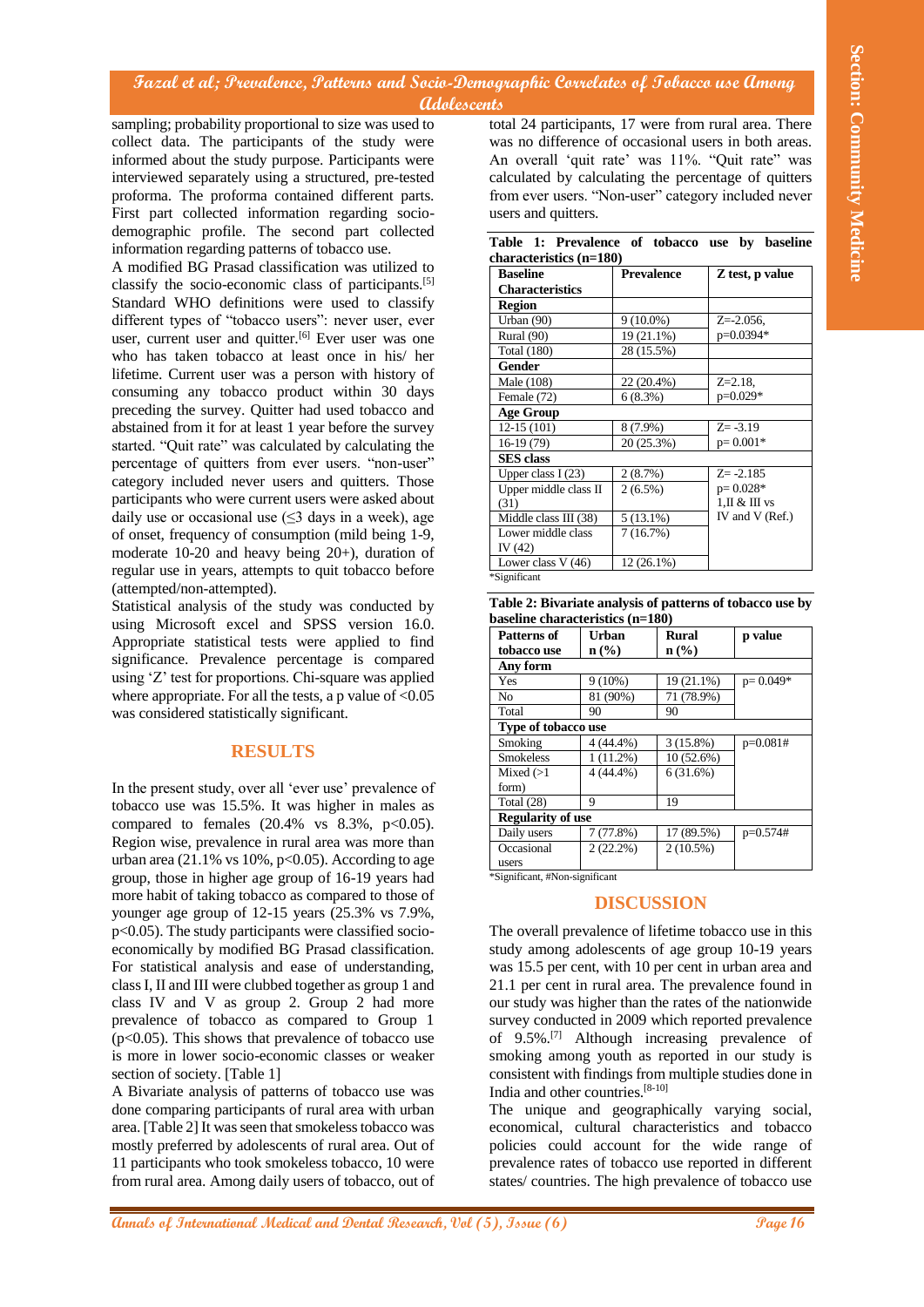sampling; probability proportional to size was used to collect data. The participants of the study were informed about the study purpose. Participants were interviewed separately using a structured, pre-tested proforma. The proforma contained different parts. First part collected information regarding socio-demographic profile. The second part collected information regarding patterns of tobacco use.

A modified BG Prasad classification was utilized to classify the socio-economic class of participants.[5] Standard WHO definitions were used to classify different types of "tobacco users": never user, ever user, current user and quitter.[6] Ever user was one who has taken tobacco at least once in his/ her lifetime. Current user was a person with history of consuming any tobacco product within 30 days preceding the survey. Quitter had used tobacco and abstained from it for at least 1 year before the survey started. "Quit rate" was calculated by calculating the percentage of quitters from ever users. "non-user" category included never users and quitters. Those participants who were current users were asked about daily use or occasional use (≤3 days in a week), age of onset, frequency of consumption (mild being 1-9, moderate 10-20 and heavy being 20+), duration of regular use in years, attempts to quit tobacco before (attempted/non-attempted).

Statistical analysis of the study was conducted by using Microsoft excel and SPSS version 16.0. Appropriate statistical tests were applied to find significance. Prevalence percentage is compared using 'Z' test for proportions. Chi-square was applied where appropriate. For all the tests, a p value of <0.05 was considered statistically significant.

## RESULTS

In the present study, over all 'ever use' prevalence of tobacco use was 15.5%. It was higher in males as compared to females (20.4% vs 8.3%, $p<0.05$). Region wise, prevalence in rural area was more than urban area (21.1% vs 10%, $p<0.05$). According to age group, those in higher age group of 16-19 years had more habit of taking tobacco as compared to those of younger age group of 12-15 years (25.3% vs 7.9%, $p<0.05$). The study participants were classified socio-economically by modified BG Prasad classification. For statistical analysis and ease of understanding, class I, II and III were clubbed together as group 1 and class IV and V as group 2. Group 2 had more prevalence of tobacco as compared to Group 1 ($p<0.05$). This shows that prevalence of tobacco use is more in lower socio-economic classes or weaker section of society. [Table 1]

A Bivariate analysis of patterns of tobacco use was done comparing participants of rural area with urban area. [Table 2] It was seen that smokeless tobacco was mostly preferred by adolescents of rural area. Out of 11 participants who took smokeless tobacco, 10 were from rural area. Among daily users of tobacco, out of total 24 participants, 17 were from rural area. There was no difference of occasional users in both areas. An overall 'quit rate' was 11%. "Quit rate" was calculated by calculating the percentage of quitters from ever users. "Non-user" category included never users and quitters.

**Table 1: Prevalence of tobacco use by baseline characteristics (n=180)**

| Baseline Characteristics | Prevalence | Z test, p value |
|---|---|---|
| **Region** | | |
| Urban (90) | 9 (10.0%) | Z=-2.056, p=0.0394* |
| Rural (90) | 19 (21.1%) | |
| Total (180) | 28 (15.5%) | |
| **Gender** | | |
| Male (108) | 22 (20.4%) | Z=2.18, p=0.029* |
| Female (72) | 6 (8.3%) | |
| **Age Group** | | |
| 12-15 (101) | 8 (7.9%) | Z= -3.19 p= 0.001* |
| 16-19 (79) | 20 (25.3%) | |
| **SES class** | | |
| Upper class I (23) | 2 (8.7%) | Z= -2.185 p= 0.028* 1,II & III vs IV and V (Ref.) |
| Upper middle class II (31) | 2 (6.5%) | |
| Middle class III (38) | 5 (13.1%) | |
| Lower middle class IV (42) | 7 (16.7%) | |
| Lower class V (46) | 12 (26.1%) | |

*Significant

**Table 2: Bivariate analysis of patterns of tobacco use by baseline characteristics (n=180)**

| Patterns of tobacco use | Urban n (%) | Rural n (%) | p value |
|---|---|---|---|
| **Any form** | | | |
| Yes | 9 (10%) | 19 (21.1%) | p= 0.049* |
| No | 81 (90%) | 71 (78.9%) | |
| Total | 90 | 90 | |
| **Type of tobacco use** | | | |
| Smoking | 4 (44.4%) | 3 (15.8%) | p=0.081# |
| Smokeless | 1 (11.2%) | 10 (52.6%) | |
| Mixed (>1 form) | 4 (44.4%) | 6 (31.6%) | |
| Total (28) | 9 | 19 | |
| **Regularity of use** | | | |
| Daily users | 7 (77.8%) | 17 (89.5%) | p=0.574# |
| Occasional users | 2 (22.2%) | 2 (10.5%) | |

*Significant, #Non-significant

## DISCUSSION

The overall prevalence of lifetime tobacco use in this study among adolescents of age group 10-19 years was 15.5 per cent, with 10 per cent in urban area and 21.1 per cent in rural area. The prevalence found in our study was higher than the rates of the nationwide survey conducted in 2009 which reported prevalence of 9.5%.[7] Although increasing prevalence of smoking among youth as reported in our study is consistent with findings from multiple studies done in India and other countries.[8-10]

The unique and geographically varying social, economical, cultural characteristics and tobacco policies could account for the wide range of prevalence rates of tobacco use reported in different states/ countries. The high prevalence of tobacco use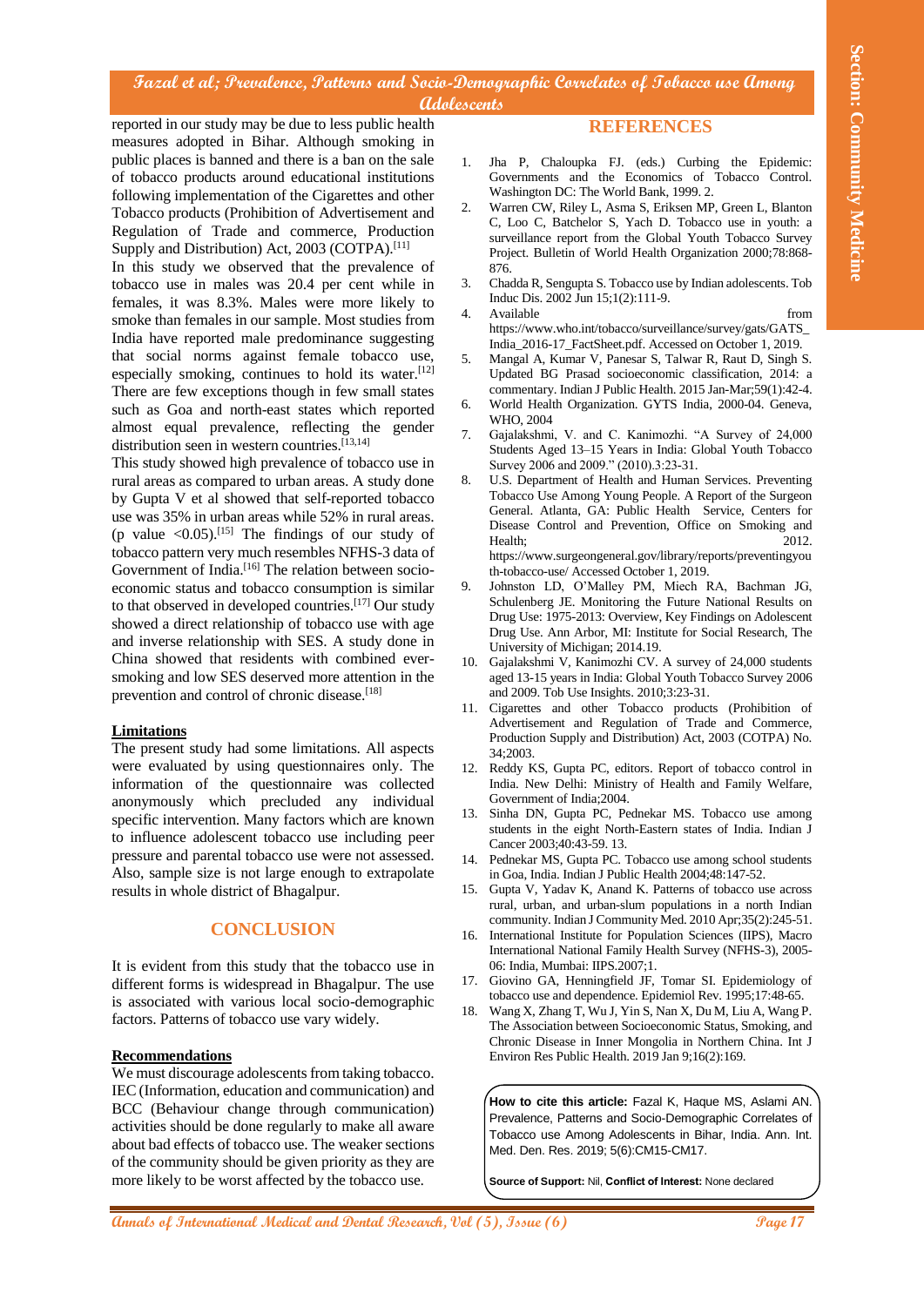reported in our study may be due to less public health measures adopted in Bihar. Although smoking in public places is banned and there is a ban on the sale of tobacco products around educational institutions following implementation of the Cigarettes and other Tobacco products (Prohibition of Advertisement and Regulation of Trade and commerce, Production Supply and Distribution) Act, 2003 (COTPA).[11]

In this study we observed that the prevalence of tobacco use in males was 20.4 per cent while in females, it was 8.3%. Males were more likely to smoke than females in our sample. Most studies from India have reported male predominance suggesting that social norms against female tobacco use, especially smoking, continues to hold its water.[12] There are few exceptions though in few small states such as Goa and north-east states which reported almost equal prevalence, reflecting the gender distribution seen in western countries.[13,14]

This study showed high prevalence of tobacco use in rural areas as compared to urban areas. A study done by Gupta V et al showed that self-reported tobacco use was 35% in urban areas while 52% in rural areas. (p value <0.05).[15] The findings of our study of tobacco pattern very much resembles NFHS-3 data of Government of India.[16] The relation between socio-economic status and tobacco consumption is similar to that observed in developed countries.[17] Our study showed a direct relationship of tobacco use with age and inverse relationship with SES. A study done in China showed that residents with combined ever-smoking and low SES deserved more attention in the prevention and control of chronic disease.[18]

### Limitations

The present study had some limitations. All aspects were evaluated by using questionnaires only. The information of the questionnaire was collected anonymously which precluded any individual specific intervention. Many factors which are known to influence adolescent tobacco use including peer pressure and parental tobacco use were not assessed. Also, sample size is not large enough to extrapolate results in whole district of Bhagalpur.

## CONCLUSION

It is evident from this study that the tobacco use in different forms is widespread in Bhagalpur. The use is associated with various local socio-demographic factors. Patterns of tobacco use vary widely.

### Recommendations

We must discourage adolescents from taking tobacco. IEC (Information, education and communication) and BCC (Behaviour change through communication) activities should be done regularly to make all aware about bad effects of tobacco use. The weaker sections of the community should be given priority as they are more likely to be worst affected by the tobacco use.

## REFERENCES

1. Jha P, Chaloupka FJ. (eds.) Curbing the Epidemic: Governments and the Economics of Tobacco Control. Washington DC: The World Bank, 1999. 2.
2. Warren CW, Riley L, Asma S, Eriksen MP, Green L, Blanton C, Loo C, Batchelor S, Yach D. Tobacco use in youth: a surveillance report from the Global Youth Tobacco Survey Project. Bulletin of World Health Organization 2000;78:868-876.
3. Chadda R, Sengupta S. Tobacco use by Indian adolescents. Tob Induc Dis. 2002 Jun 15;1(2):111-9.
4. Available from https://www.who.int/tobacco/surveillance/survey/gats/GATS_India_2016-17_FactSheet.pdf. Accessed on October 1, 2019.
5. Mangal A, Kumar V, Panesar S, Talwar R, Raut D, Singh S. Updated BG Prasad socioeconomic classification, 2014: a commentary. Indian J Public Health. 2015 Jan-Mar;59(1):42-4.
6. World Health Organization. GYTS India, 2000-04. Geneva, WHO, 2004
7. Gajalakshmi, V. and C. Kanimozhi. "A Survey of 24,000 Students Aged 13–15 Years in India: Global Youth Tobacco Survey 2006 and 2009." (2010).3:23-31.
8. U.S. Department of Health and Human Services. Preventing Tobacco Use Among Young People. A Report of the Surgeon General. Atlanta, GA: Public Health Service, Centers for Disease Control and Prevention, Office on Smoking and Health; 2012. https://www.surgeongeneral.gov/library/reports/preventingyouth-tobacco-use/ Accessed October 1, 2019.
9. Johnston LD, O'Malley PM, Miech RA, Bachman JG, Schulenberg JE. Monitoring the Future National Results on Drug Use: 1975-2013: Overview, Key Findings on Adolescent Drug Use. Ann Arbor, MI: Institute for Social Research, The University of Michigan; 2014.19.
10. Gajalakshmi V, Kanimozhi CV. A survey of 24,000 students aged 13-15 years in India: Global Youth Tobacco Survey 2006 and 2009. Tob Use Insights. 2010;3:23-31.
11. Cigarettes and other Tobacco products (Prohibition of Advertisement and Regulation of Trade and Commerce, Production Supply and Distribution) Act, 2003 (COTPA) No. 34;2003.
12. Reddy KS, Gupta PC, editors. Report of tobacco control in India. New Delhi: Ministry of Health and Family Welfare, Government of India;2004.
13. Sinha DN, Gupta PC, Pednekar MS. Tobacco use among students in the eight North-Eastern states of India. Indian J Cancer 2003;40:43-59. 13.
14. Pednekar MS, Gupta PC. Tobacco use among school students in Goa, India. Indian J Public Health 2004;48:147-52.
15. Gupta V, Yadav K, Anand K. Patterns of tobacco use across rural, urban, and urban-slum populations in a north Indian community. Indian J Community Med. 2010 Apr;35(2):245-51.
16. International Institute for Population Sciences (IIPS), Macro International National Family Health Survey (NFHS-3), 2005-06: India, Mumbai: IIPS.2007;1.
17. Giovino GA, Henningfield JF, Tomar SI. Epidemiology of tobacco use and dependence. Epidemiol Rev. 1995;17:48-65.
18. Wang X, Zhang T, Wu J, Yin S, Nan X, Du M, Liu A, Wang P. The Association between Socioeconomic Status, Smoking, and Chronic Disease in Inner Mongolia in Northern China. Int J Environ Res Public Health. 2019 Jan 9;16(2):169.

**How to cite this article:** Fazal K, Haque MS, Aslami AN. Prevalence, Patterns and Socio-Demographic Correlates of Tobacco use Among Adolescents in Bihar, India. Ann. Int. Med. Den. Res. 2019; 5(6):CM15-CM17.

**Source of Support:** Nil, **Conflict of Interest:** None declared